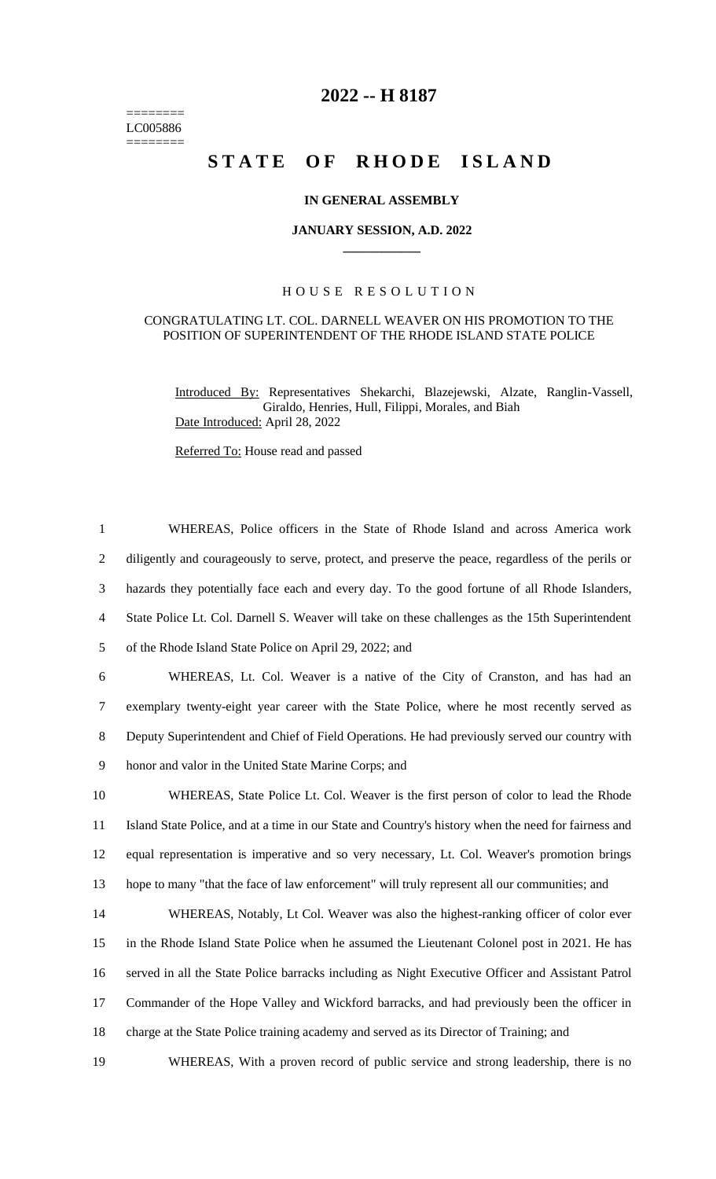# 2022 -- H 8187

========
LC005886
========

# STATE OF RHODE ISLAND

## IN GENERAL ASSEMBLY

### JANUARY SESSION, A.D. 2022

### HOUSE RESOLUTION

CONGRATULATING LT. COL. DARNELL WEAVER ON HIS PROMOTION TO THE POSITION OF SUPERINTENDENT OF THE RHODE ISLAND STATE POLICE

Introduced By: Representatives Shekarchi, Blazejewski, Alzate, Ranglin-Vassell, Giraldo, Henries, Hull, Filippi, Morales, and Biah
Date Introduced: April 28, 2022

Referred To: House read and passed

1 WHEREAS, Police officers in the State of Rhode Island and across America work
2 diligently and courageously to serve, protect, and preserve the peace, regardless of the perils or
3 hazards they potentially face each and every day. To the good fortune of all Rhode Islanders,
4 State Police Lt. Col. Darnell S. Weaver will take on these challenges as the 15th Superintendent
5 of the Rhode Island State Police on April 29, 2022; and

6 WHEREAS, Lt. Col. Weaver is a native of the City of Cranston, and has had an
7 exemplary twenty-eight year career with the State Police, where he most recently served as
8 Deputy Superintendent and Chief of Field Operations. He had previously served our country with
9 honor and valor in the United State Marine Corps; and

10 WHEREAS, State Police Lt. Col. Weaver is the first person of color to lead the Rhode
11 Island State Police, and at a time in our State and Country's history when the need for fairness and
12 equal representation is imperative and so very necessary, Lt. Col. Weaver's promotion brings
13 hope to many "that the face of law enforcement" will truly represent all our communities; and

14 WHEREAS, Notably, Lt Col. Weaver was also the highest-ranking officer of color ever
15 in the Rhode Island State Police when he assumed the Lieutenant Colonel post in 2021. He has
16 served in all the State Police barracks including as Night Executive Officer and Assistant Patrol
17 Commander of the Hope Valley and Wickford barracks, and had previously been the officer in
18 charge at the State Police training academy and served as its Director of Training; and

19 WHEREAS, With a proven record of public service and strong leadership, there is no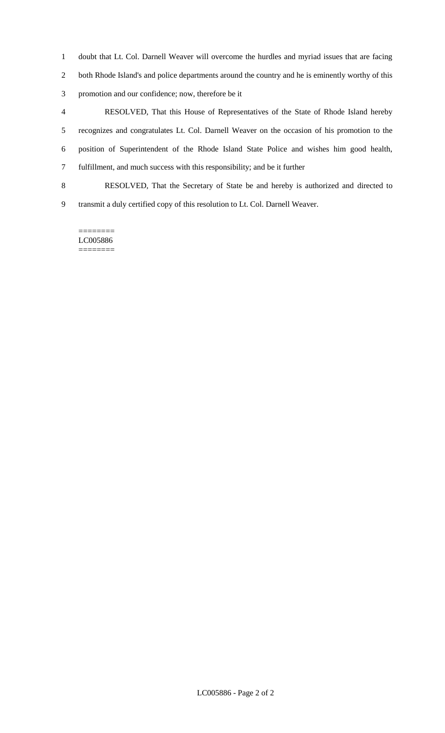doubt that Lt. Col. Darnell Weaver will overcome the hurdles and myriad issues that are facing both Rhode Island's and police departments around the country and he is eminently worthy of this promotion and our confidence; now, therefore be it

RESOLVED, That this House of Representatives of the State of Rhode Island hereby recognizes and congratulates Lt. Col. Darnell Weaver on the occasion of his promotion to the position of Superintendent of the Rhode Island State Police and wishes him good health, fulfillment, and much success with this responsibility; and be it further

RESOLVED, That the Secretary of State be and hereby is authorized and directed to transmit a duly certified copy of this resolution to Lt. Col. Darnell Weaver.

========
LC005886
========